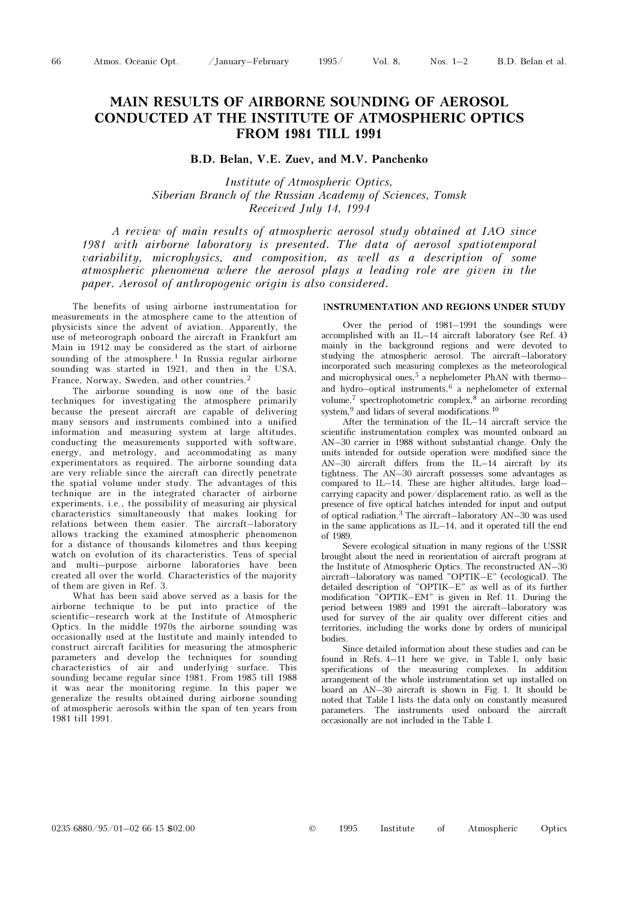# MAIN RESULTS OF AIRBORNE SOUNDING OF AEROSOL CONDUCTED AT THE INSTITUTE OF ATMOSPHERIC OPTICS FROM 1981 TILL 1991

**B.D. Belan, V.E. Zuev, and M.V. Panchenko**

*Institute of Atmospheric Optics,*
*Siberian Branch of the Russian Academy of Sciences, Tomsk*
*Received July 14, 1994*

*A review of main results of atmospheric aerosol study obtained at IAO since 1981 with airborne laboratory is presented. The data of aerosol spatiotemporal variability, microphysics, and composition, as well as a description of some atmospheric phenomena where the aerosol plays a leading role are given in the paper. Aerosol of anthropogenic origin is also considered.*

The benefits of using airborne instrumentation for measurements in the atmosphere came to the attention of physicists since the advent of aviation. Apparently, the use of meteorograph onboard the aircraft in Frankfurt am Main in 1912 may be considered as the start of airborne sounding of the atmosphere.[1] In Russia regular airborne sounding was started in 1921, and then in the USA, France, Norway, Sweden, and other countries.[2]

The airborne sounding is now one of the basic techniques for investigating the atmosphere primarily because the present aircraft are capable of delivering many sensors and instruments combined into a unified information and measuring system at large altitudes, conducting the measurements supported with software, energy, and metrology, and accommodating as many experimentators as required. The airborne sounding data are very reliable since the aircraft can directly penetrate the spatial volume under study. The advantages of this technique are in the integrated character of airborne experiments, i.e., the possibility of measuring air physical characteristics simultaneously that makes looking for relations between them easier. The aircraft–laboratory allows tracking the examined atmospheric phenomenon for a distance of thousands kilometres and thus keeping watch on evolution of its characteristics. Tens of special and multi–purpose airborne laboratories have been created all over the world. Characteristics of the majority of them are given in Ref. 3.

What has been said above served as a basis for the airborne technique to be put into practice of the scientific–research work at the Institute of Atmospheric Optics. In the middle 1970s the airborne sounding was occasionally used at the Institute and mainly intended to construct aircraft facilities for measuring the atmospheric parameters and develop the techniques for sounding characteristics of air and underlying surface. This sounding became regular since 1981. From 1985 till 1988 it was near the monitoring regime. In this paper we generalize the results obtained during airborne sounding of atmospheric aerosols within the span of ten years from 1981 till 1991.

## INSTRUMENTATION AND REGIONS UNDER STUDY

Over the period of 1981–1991 the soundings were accomplished with an IL–14 aircraft laboratory (see Ref. 4) mainly in the background regions and were devoted to studying the atmospheric aerosol. The aircraft–laboratory incorporated such measuring complexes as the meteorological and microphysical ones,[5] a nephelometer PhAN with thermo– and hydro–optical instruments,[6] a nephelometer of external volume,[7] spectrophotometric complex,[8] an airborne recording system,[9] and lidars of several modifications.[10]

After the termination of the IL–14 aircraft service the scientific instrumentation complex was mounted onboard an AN–30 carrier in 1988 without substantial change. Only the units intended for outside operation were modified since the AN–30 aircraft differs from the IL–14 aircraft by its tightness. The AN–30 aircraft possesses some advantages as compared to IL–14. These are higher altitudes, large load–carrying capacity and power/displacement ratio, as well as the presence of five optical hatches intended for input and output of optical radiation.[3] The aircraft–laboratory AN–30 was used in the same applications as IL–14, and it operated till the end of 1989.

Severe ecological situation in many regions of the USSR brought about the need in reorientation of aircraft program at the Institute of Atmospheric Optics. The reconstructed AN–30 aircraft–laboratory was named "OPTIK–E" (ecological). The detailed description of "OPTIK–E" as well as of its further modification "OPTIK–EM" is given in Ref. 11. During the period between 1989 and 1991 the aircraft–laboratory was used for survey of the air quality over different cities and territories, including the works done by orders of municipal bodies.

Since detailed information about these studies and can be found in Refs. 4–11 here we give, in Table I, only basic specifications of the measuring complexes. In addition arrangement of the whole instrumentation set up installed on board an AN–30 aircraft is shown in Fig. 1. It should be noted that Table I lists the data only on constantly measured parameters. The instruments used onboard the aircraft occasionally are not included in the Table I.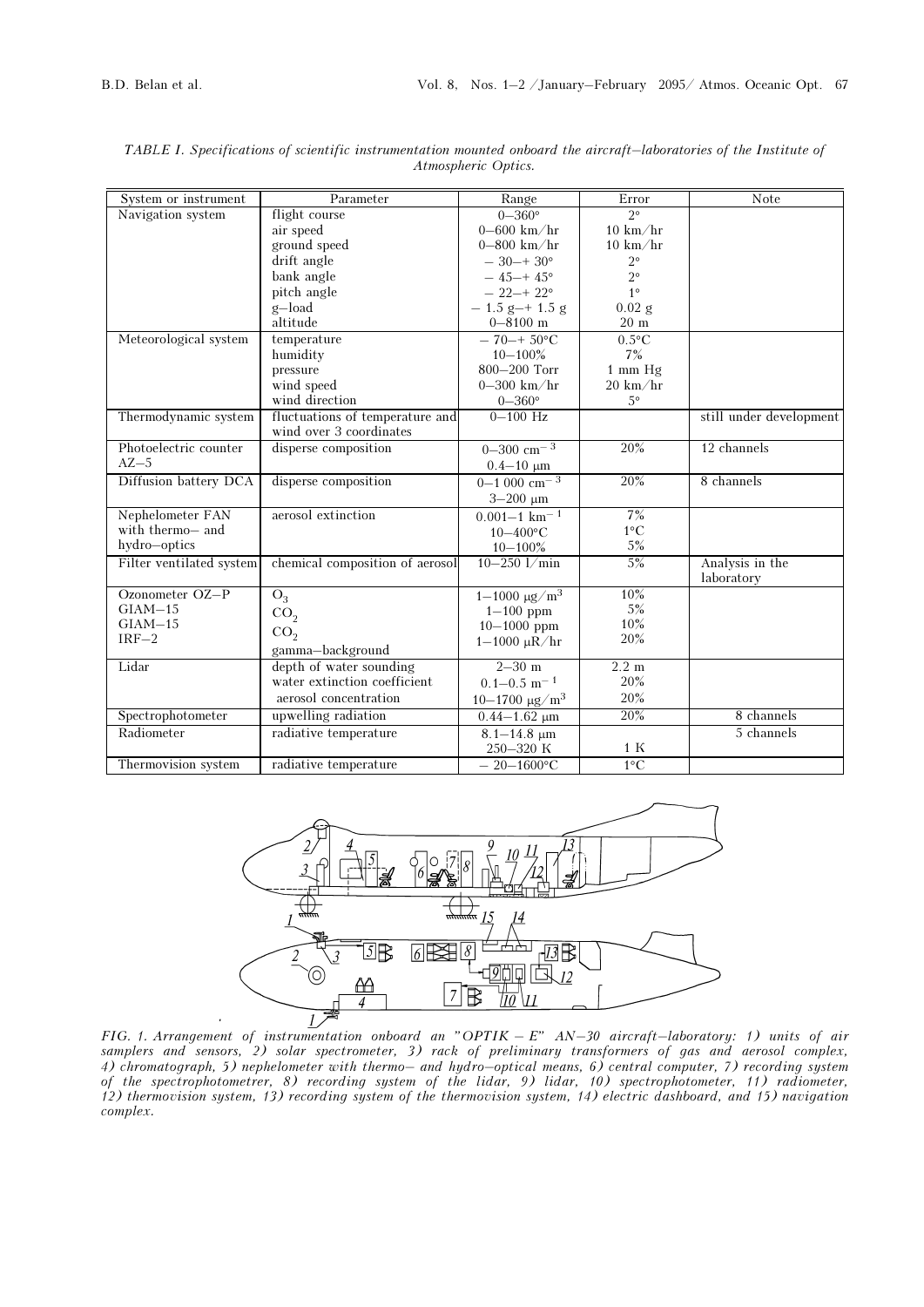*TABLE I. Specifications of scientific instrumentation mounted onboard the aircraft–laboratories of the Institute of Atmospheric Optics.*

| System or instrument | Parameter | Range | Error | Note |
|---|---|---|---|---|
| Navigation system | flight course<br>air speed<br>ground speed<br>drift angle<br>bank angle<br>pitch angle<br>g–load<br>altitude | 0–360°<br>0–600 km/hr<br>0–800 km/hr<br>– 30–+ 30°<br>– 45–+ 45°<br>– 22–+ 22°<br>– 1.5 g–+ 1.5 g<br>0–8100 m | 2°<br>10 km/hr<br>10 km/hr<br>2°<br>2°<br>1°<br>0.02 g<br>20 m | |
| Meteorological system | temperature<br>humidity<br>pressure<br>wind speed<br>wind direction | – 70–+ 50°C<br>10–100%<br>800–200 Torr<br>0–300 km/hr<br>0–360° | 0.5°C<br>7%<br>1 mm Hg<br>20 km/hr<br>5° | |
| Thermodynamic system | fluctuations of temperature and wind over 3 coordinates | 0–100 Hz | | still under development |
| Photoelectric counter AZ–5 | disperse composition | 0–300 $cm^{-3}$<br>0.4–10 μm | 20% | 12 channels |
| Diffusion battery DCA | disperse composition | 0–1 000 $cm^{-3}$<br>3–200 μm | 20% | 8 channels |
| Nephelometer FAN with thermo– and hydro–optics | aerosol extinction | 0.001–1 $km^{-1}$<br>10–400°C<br>10–100% | 7%<br>1°C<br>5% | |
| Filter ventilated system | chemical composition of aerosol | 10–250 l/min | 5% | Analysis in the laboratory |
| Ozonometer OZ–P<br>GIAM–15<br>GIAM–15<br>IRF–2 | $O_3$<br>$CO_2$<br>$CO_2$<br>gamma–background | 1–1000 μg/$m^3$<br>1–100 ppm<br>10–1000 ppm<br>1–1000 μR/hr | 10%<br>5%<br>10%<br>20% | |
| Lidar | depth of water sounding<br>water extinction coefficient<br>aerosol concentration | 2–30 m<br>0.1–0.5 $m^{-1}$<br>10–1700 μg/$m^3$ | 2.2 m<br>20%<br>20% | |
| Spectrophotometer | upwelling radiation | 0.44–1.62 μm | 20% | 8 channels |
| Radiometer | radiative temperature | 8.1–14.8 μm<br>250–320 K | 1 K | 5 channels |
| Thermovision system | radiative temperature | – 20–1600°C | 1°C | |

*FIG. 1. Arrangement of instrumentation onboard an "OPTIK – E" AN–30 aircraft–laboratory: 1) units of air samplers and sensors, 2) solar spectrometer, 3) rack of preliminary transformers of gas and aerosol complex, 4) chromatograph, 5) nephelometer with thermo– and hydro–optical means, 6) central computer, 7) recording system of the spectrophotometrer, 8) recording system of the lidar, 9) lidar, 10) spectrophotometer, 11) radiometer, 12) thermovision system, 13) recording system of the thermovision system, 14) electric dashboard, and 15) navigation complex.*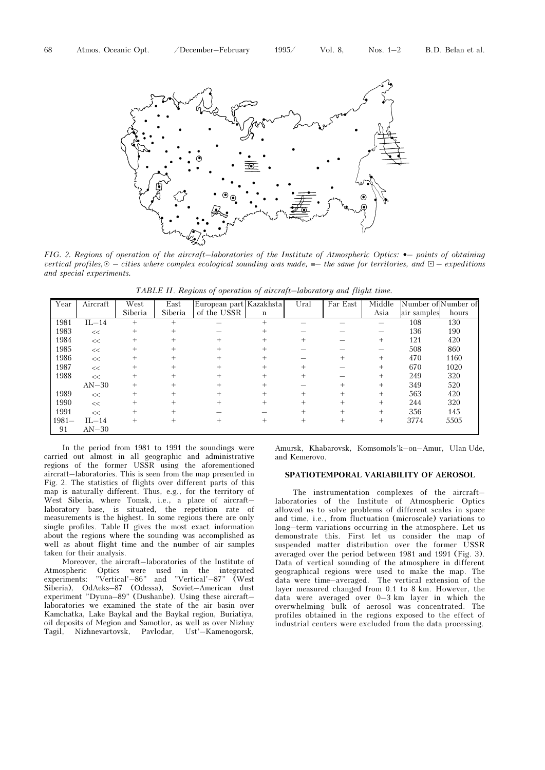FIG. 2. *Regions of operation of the aircraft–laboratories of the Institute of Atmospheric Optics: •– points of obtaining vertical profiles,⊙ – cities where complex ecological sounding was made, ≡– the same for territories, and ⊡ – expeditions and special experiments.*

*TABLE II. Regions of operation of aircraft–laboratory and flight time.*

| Year | Aircraft | West Siberia | East Siberia | European part of the USSR | Kazakhstan | Ural | Far East | Middle Asia | Number of air samples | Number of hours |
|---|---|---|---|---|---|---|---|---|---|---|
| 1981 | IL–14 | + | + | – | + | – | – | – | 108 | 130 |
| 1983 | << | + | + | – | + | – | – | – | 136 | 190 |
| 1984 | << | + | + | + | + | + | – | + | 121 | 420 |
| 1985 | << | + | + | + | + | – | – | – | 508 | 860 |
| 1986 | << | + | + | + | + | – | + | + | 470 | 1160 |
| 1987 | << | + | + | + | + | + | – | + | 670 | 1020 |
| 1988 | << | + | + | + | + | + | – | + | 249 | 320 |
| | AN–30 | + | + | + | + | – | + | + | 349 | 520 |
| 1989 | << | + | + | + | + | + | + | + | 563 | 420 |
| 1990 | << | + | + | + | + | + | + | + | 244 | 320 |
| 1991 | << | + | + | – | – | + | + | + | 356 | 145 |
| 1981–91 | IL–14 AN–30 | + | + | + | + | + | + | + | 3774 | 5505 |

In the period from 1981 to 1991 the soundings were carried out almost in all geographic and administrative regions of the former USSR using the aforementioned aircraft–laboratories. This is seen from the map presented in Fig. 2. The statistics of flights over different parts of this map is naturally different. Thus, e.g., for the territory of West Siberia, where Tomsk, i.e., a place of aircraft–laboratory base, is situated, the repetition rate of measurements is the highest. In some regions there are only single profiles. Table II gives the most exact information about the regions where the sounding was accomplished as well as about flight time and the number of air samples taken for their analysis.

Moreover, the aircraft–laboratories of the Institute of Atmospheric Optics were used in the integrated experiments: "Vertical'–86" and "Vertical'–87" (West Siberia), OdAeks–87 (Odessa), Soviet–American dust experiment "Dyuna–89" (Dushanbe). Using these aircraft–laboratories we examined the state of the air basin over Kamchatka, Lake Baykal and the Baykal region, Buriatiya, oil deposits of Megion and Samotlor, as well as over Nizhny Tagil, Nizhnevartovsk, Pavlodar, Ust'–Kamenogorsk, Amursk, Khabarovsk, Komsomols'k–on–Amur, Ulan Ude, and Kemerovo.

## SPATIOTEMPORAL VARIABILITY OF AEROSOL

The instrumentation complexes of the aircraft–laboratories of the Institute of Atmospheric Optics allowed us to solve problems of different scales in space and time, i.e., from fluctuation (microscale) variations to long–term variations occurring in the atmosphere. Let us demonstrate this. First let us consider the map of suspended matter distribution over the former USSR averaged over the period between 1981 and 1991 (Fig. 3). Data of vertical sounding of the atmosphere in different geographical regions were used to make the map. The data were time–averaged. The vertical extension of the layer measured changed from 0.1 to 8 km. However, the data were averaged over 0–3 km layer in which the overwhelming bulk of aerosol was concentrated. The profiles obtained in the regions exposed to the effect of industrial centers were excluded from the data processing.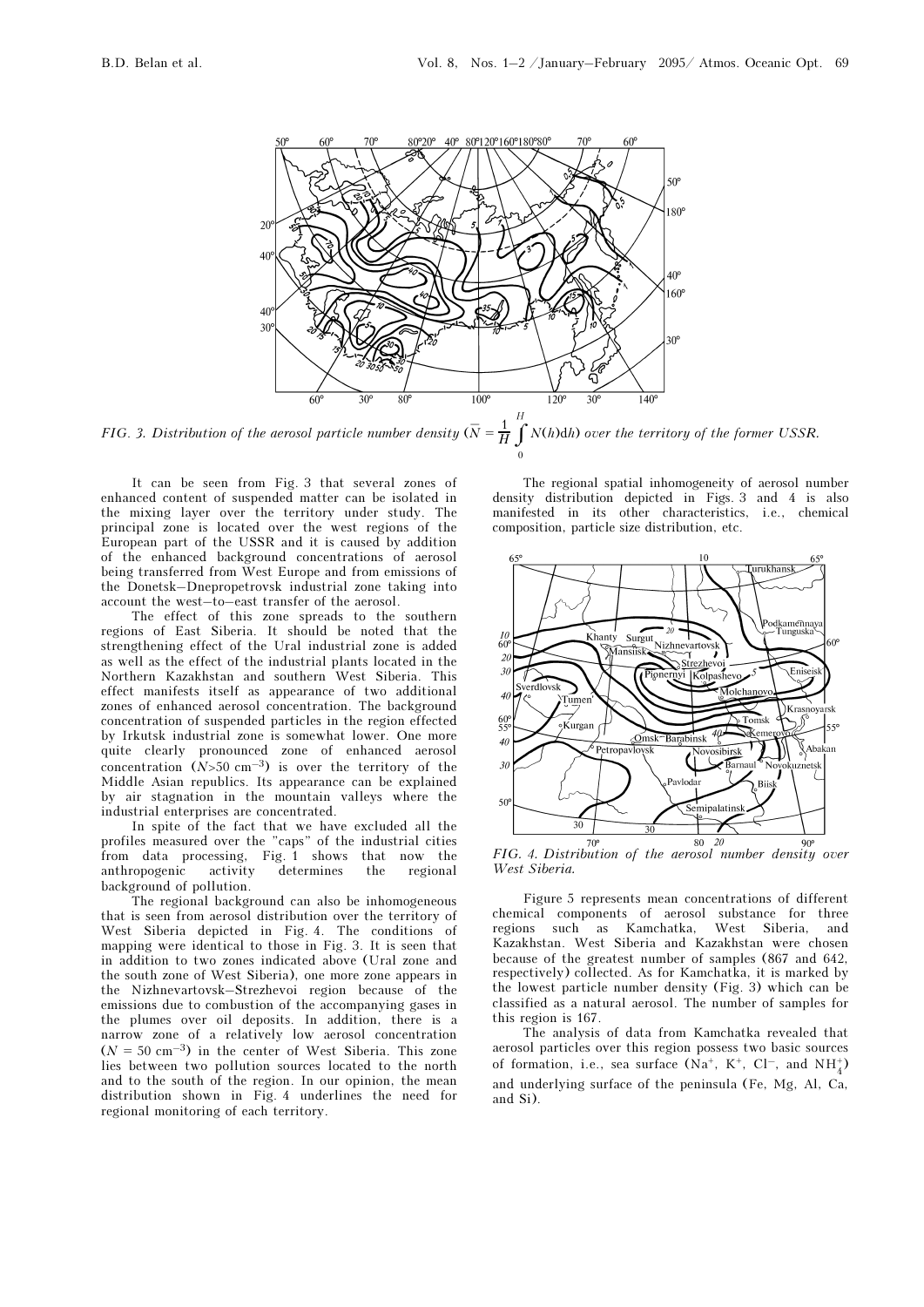FIG. 3. *Distribution of the aerosol particle number density* ($\bar{N} = \frac{1}{H}\int_0^H N(h)\mathrm{d}h$) *over the territory of the former USSR.*

It can be seen from Fig. 3 that several zones of enhanced content of suspended matter can be isolated in the mixing layer over the territory under study. The principal zone is located over the west regions of the European part of the USSR and it is caused by addition of the enhanced background concentrations of aerosol being transferred from West Europe and from emissions of the Donetsk–Dnepropetrovsk industrial zone taking into account the west–to–east transfer of the aerosol.

The effect of this zone spreads to the southern regions of East Siberia. It should be noted that the strengthening effect of the Ural industrial zone is added as well as the effect of the industrial plants located in the Northern Kazakhstan and southern West Siberia. This effect manifests itself as appearance of two additional zones of enhanced aerosol concentration. The background concentration of suspended particles in the region effected by Irkutsk industrial zone is somewhat lower. One more quite clearly pronounced zone of enhanced aerosol concentration ($N$>50 cm$^{-3}$) is over the territory of the Middle Asian republics. Its appearance can be explained by air stagnation in the mountain valleys where the industrial enterprises are concentrated.

In spite of the fact that we have excluded all the profiles measured over the "caps" of the industrial cities from data processing, Fig. 1 shows that now the anthropogenic activity determines the regional background of pollution.

The regional background can also be inhomogeneous that is seen from aerosol distribution over the territory of West Siberia depicted in Fig. 4. The conditions of mapping were identical to those in Fig. 3. It is seen that in addition to two zones indicated above (Ural zone and the south zone of West Siberia), one more zone appears in the Nizhnevartovsk–Strezhevoi region because of the emissions due to combustion of the accompanying gases in the plumes over oil deposits. In addition, there is a narrow zone of a relatively low aerosol concentration ($N$ = 50 cm$^{-3}$) in the center of West Siberia. This zone lies between two pollution sources located to the north and to the south of the region. In our opinion, the mean distribution shown in Fig. 4 underlines the need for regional monitoring of each territory.

The regional spatial inhomogeneity of aerosol number density distribution depicted in Figs. 3 and 4 is also manifested in its other characteristics, i.e., chemical composition, particle size distribution, etc.

FIG. 4. *Distribution of the aerosol number density over West Siberia.*

Figure 5 represents mean concentrations of different chemical components of aerosol substance for three regions such as Kamchatka, West Siberia, and Kazakhstan. West Siberia and Kazakhstan were chosen because of the greatest number of samples (867 and 642, respectively) collected. As for Kamchatka, it is marked by the lowest particle number density (Fig. 3) which can be classified as a natural aerosol. The number of samples for this region is 167.

The analysis of data from Kamchatka revealed that aerosol particles over this region possess two basic sources of formation, i.e., sea surface ($Na^+$, $K^+$, $Cl^-$, and $NH_4^+$) and underlying surface of the peninsula (Fe, Mg, Al, Ca, and Si).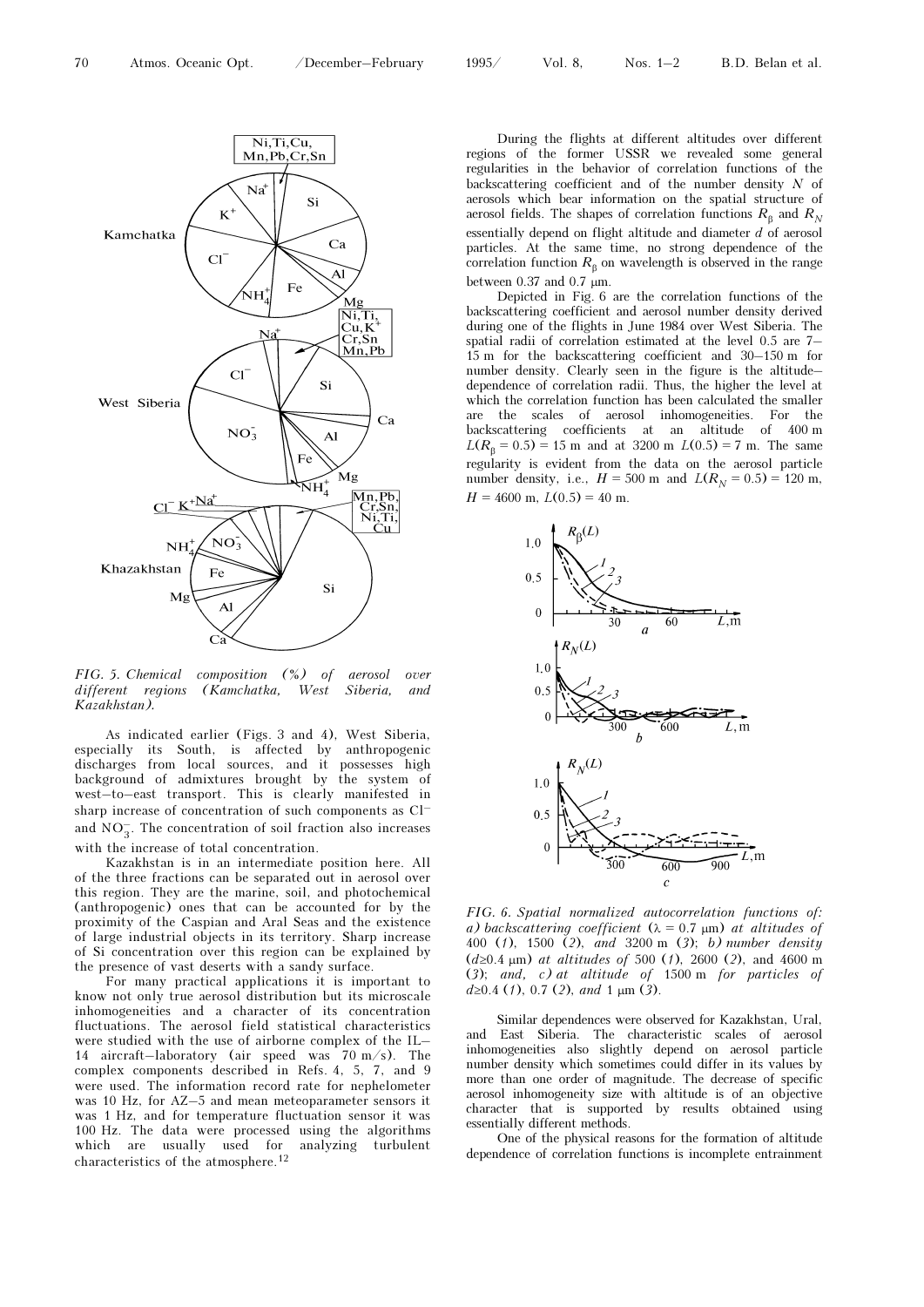FIG. 5. *Chemical composition (%) of aerosol over different regions (Kamchatka, West Siberia, and Kazakhstan).*

As indicated earlier (Figs. 3 and 4), West Siberia, especially its South, is affected by anthropogenic discharges from local sources, and it possesses high background of admixtures brought by the system of west–to–east transport. This is clearly manifested in sharp increase of concentration of such components as $Cl^-$ and $NO_3^-$. The concentration of soil fraction also increases with the increase of total concentration.

Kazakhstan is in an intermediate position here. All of the three fractions can be separated out in aerosol over this region. They are the marine, soil, and photochemical (anthropogenic) ones that can be accounted for by the proximity of the Caspian and Aral Seas and the existence of large industrial objects in its territory. Sharp increase of Si concentration over this region can be explained by the presence of vast deserts with a sandy surface.

For many practical applications it is important to know not only true aerosol distribution but its microscale inhomogeneities and a character of its concentration fluctuations. The aerosol field statistical characteristics were studied with the use of airborne complex of the IL–14 aircraft–laboratory (air speed was 70 m/s). The complex components described in Refs. 4, 5, 7, and 9 were used. The information record rate for nephelometer was 10 Hz, for AZ–5 and mean meteoparameter sensors it was 1 Hz, and for temperature fluctuation sensor it was 100 Hz. The data were processed using the algorithms which are usually used for analyzing turbulent characteristics of the atmosphere.[12]

During the flights at different altitudes over different regions of the former USSR we revealed some general regularities in the behavior of correlation functions of the backscattering coefficient and of the number density $N$ of aerosols which bear information on the spatial structure of aerosol fields. The shapes of correlation functions $R_\beta$ and $R_N$ essentially depend on flight altitude and diameter $d$ of aerosol particles. At the same time, no strong dependence of the correlation function $R_\beta$ on wavelength is observed in the range between 0.37 and 0.7 μm.

Depicted in Fig. 6 are the correlation functions of the backscattering coefficient and aerosol number density derived during one of the flights in June 1984 over West Siberia. The spatial radii of correlation estimated at the level 0.5 are 7–15 m for the backscattering coefficient and 30–150 m for number density. Clearly seen in the figure is the altitude–dependence of correlation radii. Thus, the higher the level at which the correlation function has been calculated the smaller are the scales of aerosol inhomogeneities. For the backscattering coefficients at an altitude of 400 m $L(R_\beta = 0.5) = 15$ m and at 3200 m $L(0.5) = 7$ m. The same regularity is evident from the data on the aerosol particle number density, i.e., $H = 500$ m and $L(R_N = 0.5) = 120$ m, $H = 4600$ m, $L(0.5) = 40$ m.

FIG. 6. *Spatial normalized autocorrelation functions of: a) backscattering coefficient ($\lambda = 0.7$ μm) at altitudes of 400 (1), 1500 (2), and 3200 m (3); b) number density ($d \geq 0.4$ μm) at altitudes of 500 (1), 2600 (2), and 4600 m (3); and, c) at altitude of 1500 m for particles of $d \geq 0.4$ (1), 0.7 (2), and 1 μm (3).*

Similar dependences were observed for Kazakhstan, Ural, and East Siberia. The characteristic scales of aerosol inhomogeneities also slightly depend on aerosol particle number density which sometimes could differ in its values by more than one order of magnitude. The decrease of specific aerosol inhomogeneity size with altitude is of an objective character that is supported by results obtained using essentially different methods.

One of the physical reasons for the formation of altitude dependence of correlation functions is incomplete entrainment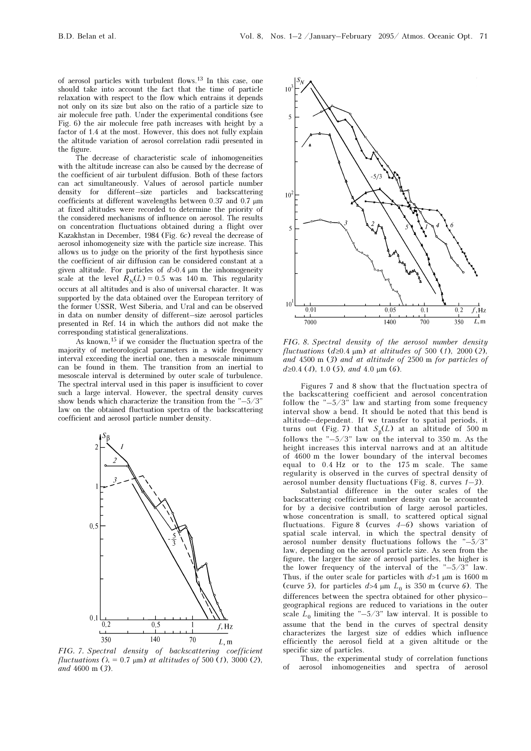of aerosol particles with turbulent flows.[13] In this case, one should take into account the fact that the time of particle relaxation with respect to the flow which entrains it depends not only on its size but also on the ratio of a particle size to air molecule free path. Under the experimental conditions (see Fig. 6) the air molecule free path increases with height by a factor of 1.4 at the most. However, this does not fully explain the altitude variation of aerosol correlation radii presented in the figure.

The decrease of characteristic scale of inhomogeneities with the altitude increase can also be caused by the decrease of the coefficient of air turbulent diffusion. Both of these factors can act simultaneously. Values of aerosol particle number density for different–size particles and backscattering coefficients at different wavelengths between 0.37 and 0.7 μm at fixed altitudes were recorded to determine the priority of the considered mechanisms of influence on aerosol. The results on concentration fluctuations obtained during a flight over Kazakhstan in December, 1984 (Fig. 6*c*) reveal the decrease of aerosol inhomogeneity size with the particle size increase. This allows us to judge on the priority of the first hypothesis since the coefficient of air diffusion can be considered constant at a given altitude. For particles of $d>0.4$ μm the inhomogeneity scale at the level $R_N(L) = 0.5$ was 140 m. This regularity occurs at all altitudes and is also of universal character. It was supported by the data obtained over the European territory of the former USSR, West Siberia, and Ural and can be observed in data on number density of different–size aerosol particles presented in Ref. 14 in which the authors did not make the corresponding statistical generalizations.

As known,[15] if we consider the fluctuation spectra of the majority of meteorological parameters in a wide frequency interval exceeding the inertial one, then a mesoscale minimum can be found in them. The transition from an inertial to mesoscale interval is determined by outer scale of turbulence. The spectral interval used in this paper is insufficient to cover such a large interval. However, the spectral density curves show bends which characterize the transition from the "–5/3" law on the obtained fluctuation spectra of the backscattering coefficient and aerosol particle number density.

*FIG. 7. Spectral density of backscattering coefficient fluctuations ($\lambda = 0.7$ μm) at altitudes of 500 (1), 3000 (2), and 4600 m (3).*

*FIG. 8. Spectral density of the aerosol number density fluctuations ($d \geq 0.4$ μm) at altitudes of 500 (1), 2000 (2), and 4500 m (3) and at altitude of 2500 m for particles of $d \geq 0.4$ (4), 1.0 (5), and 4.0 μm (6).*

Figures 7 and 8 show that the fluctuation spectra of the backscattering coefficient and aerosol concentration follow the "–5/3" law and starting from some frequency interval show a bend. It should be noted that this bend is altitude–dependent. If we transfer to spatial periods, it turns out (Fig. 7) that $S_\beta(L)$ at an altitude of 500 m follows the "–5/3" law on the interval to 350 m. As the height increases this interval narrows and at an altitude of 4600 m the lower boundary of the interval becomes equal to 0.4 Hz or to the 175 m scale. The same regularity is observed in the curves of spectral density of aerosol number density fluctuations (Fig. 8, curves *1–3*).

Substantial difference in the outer scales of the backscattering coefficient number density can be accounted for by a decisive contribution of large aerosol particles, whose concentration is small, to scattered optical signal fluctuations. Figure 8 (curves *4–6*) shows variation of spatial scale interval, in which the spectral density of aerosol number density fluctuations follows the "–5/3" law, depending on the aerosol particle size. As seen from the figure, the larger the size of aerosol particles, the higher is the lower frequency of the interval of the "–5/3" law. Thus, if the outer scale for particles with $d>1$ μm is 1600 m (curve *5*), for particles $d>4$ μm $L_0$ is 350 m (curve *6*). The differences between the spectra obtained for other physico–geographical regions are reduced to variations in the outer scale $L_0$ limiting the "–5/3" law interval. It is possible to assume that the bend in the curves of spectral density characterizes the largest size of eddies which influence efficiently the aerosol field at a given altitude or the specific size of particles.

Thus, the experimental study of correlation functions of aerosol inhomogeneities and spectra of aerosol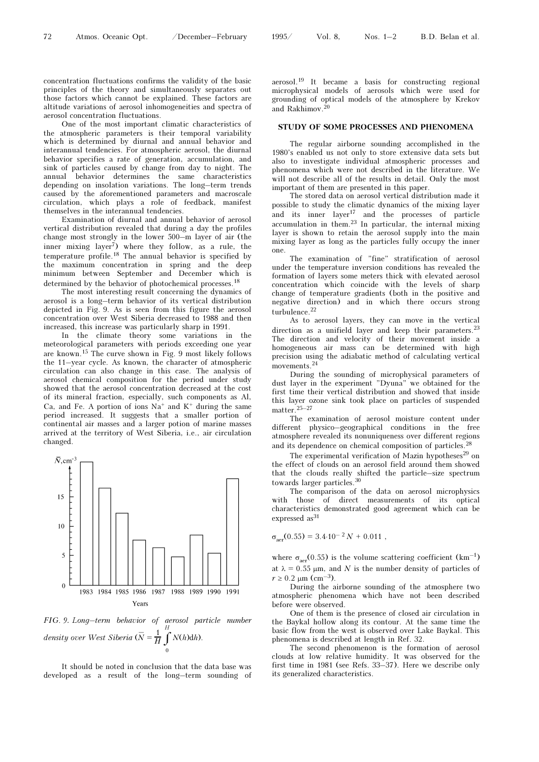concentration fluctuations confirms the validity of the basic principles of the theory and simultaneously separates out those factors which cannot be explained. These factors are altitude variations of aerosol inhomogeneities and spectra of aerosol concentration fluctuations.

One of the most important climatic characteristics of the atmospheric parameters is their temporal variability which is determined by diurnal and annual behavior and interannual tendencies. For atmospheric aerosol, the diurnal behavior specifies a rate of generation, accumulation, and sink of particles caused by change from day to night. The annual behavior determines the same characteristics depending on insolation variations. The long–term trends caused by the aforementioned parameters and macroscale circulation, which plays a role of feedback, manifest themselves in the interannual tendencies.

Examination of diurnal and annual behavior of aerosol vertical distribution revealed that during a day the profiles change most strongly in the lower 500–m layer of air (the inner mixing layer[7]) where they follow, as a rule, the temperature profile.[18] The annual behavior is specified by the maximum concentration in spring and the deep minimum between September and December which is determined by the behavior of photochemical processes.[18]

The most interesting result concerning the dynamics of aerosol is a long–term behavior of its vertical distribution depicted in Fig. 9. As is seen from this figure the aerosol concentration over West Siberia decreased to 1988 and then increased, this increase was particularly sharp in 1991.

In the climate theory some variations in the meteorological parameters with periods exceeding one year are known.[15] The curve shown in Fig. 9 most likely follows the 11–year cycle. As known, the character of atmospheric circulation can also change in this case. The analysis of aerosol chemical composition for the period under study showed that the aerosol concentration decreased at the cost of its mineral fraction, especially, such components as Al, Ca, and Fe. A portion of ions $Na^+$ and $K^+$ during the same period increased. It suggests that a smaller portion of continental air masses and a larger potion of marine masses arrived at the territory of West Siberia, i.e., air circulation changed.

FIG. 9. *Long–term behavior of aerosol particle number density over West Siberia* ($\bar{N} = \frac{1}{H}\int_0^H N(h)\mathrm{d}h$).

It should be noted in conclusion that the data base was developed as a result of the long–term sounding of aerosol.[19] It became a basis for constructing regional microphysical models of aerosols which were used for grounding of optical models of the atmosphere by Krekov and Rakhimov.[20]

## STUDY OF SOME PROCESSES AND PHENOMENA

The regular airborne sounding accomplished in the 1980's enabled us not only to store extensive data sets but also to investigate individual atmospheric processes and phenomena which were not described in the literature. We will not describe all of the results in detail. Only the most important of them are presented in this paper.

The stored data on aerosol vertical distribution made it possible to study the climatic dynamics of the mixing layer and its inner layer[17] and the processes of particle accumulation in them.[23] In particular, the internal mixing layer is shown to retain the aerosol supply into the main mixing layer as long as the particles fully occupy the inner one.

The examination of "fine" stratification of aerosol under the temperature inversion conditions has revealed the formation of layers some meters thick with elevated aerosol concentration which coincide with the levels of sharp change of temperature gradients (both in the positive and negative direction) and in which there occurs strong turbulence.[22]

As to aerosol layers, they can move in the vertical direction as a unifield layer and keep their parameters.[23] The direction and velocity of their movement inside a homogeneous air mass can be determined with high precision using the adiabatic method of calculating vertical movements.[24]

During the sounding of microphysical parameters of dust layer in the experiment "Dyuna" we obtained for the first time their vertical distribution and showed that inside this layer ozone sink took place on particles of suspended matter.[25–27]

The examination of aerosol moisture content under different physico–geographical conditions in the free atmosphere revealed its nonuniqueness over different regions and its dependence on chemical composition of particles.[28]

The experimental verification of Mazin hypotheses[29] on the effect of clouds on an aerosol field around them showed that the clouds really shifted the particle–size spectrum towards larger particles.[30]

The comparison of the data on aerosol microphysics with those of direct measurements of its optical characteristics demonstrated good agreement which can be expressed as[31]

$$\sigma_{aer}(0.55) = 3.4\cdot 10^{-2}\,N + 0.011\ ,$$

where $\sigma_{aer}(0.55)$ is the volume scattering coefficient ($km^{-1}$) at $\lambda = 0.55$ μm, and $N$ is the number density of particles of $r \geq 0.2$ μm ($cm^{-3}$).

During the airborne sounding of the atmosphere two atmospheric phenomena which have not been described before were observed.

One of them is the presence of closed air circulation in the Baykal hollow along its contour. At the same time the basic flow from the west is observed over Lake Baykal. This phenomena is described at length in Ref. 32.

The second phenomenon is the formation of aerosol clouds at low relative humidity. It was observed for the first time in 1981 (see Refs. 33–37). Here we describe only its generalized characteristics.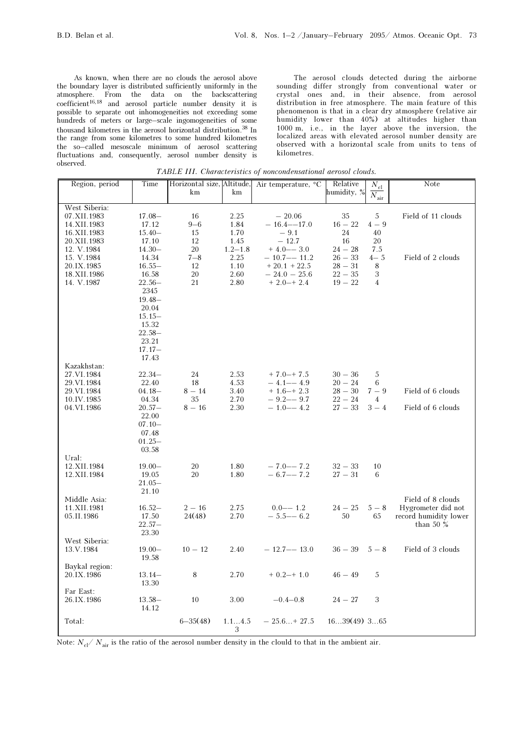As known, when there are no clouds the aerosol above the boundary layer is distributed sufficiently uniformly in the atmosphere. From the data on the backscattering coefficient[16,18] and aerosol particle number density it is possible to separate out inhomogeneities not exceeding some hundreds of meters or large–scale ingomogeneities of some thousand kilometres in the aerosol horizontal distribution.[38] In the range from some kilometres to some hundred kilometres the so–called mesoscale minimum of aerosol scattering fluctuations and, consequently, aerosol number density is observed.

The aerosol clouds detected during the airborne sounding differ strongly from conventional water or crystal ones and, in their absence, from aerosol distribution in free atmosphere. The main feature of this phenomenon is that in a clear dry atmosphere (relative air humidity lower than 40%) at altitudes higher than 1000 m, i.e., in the layer above the inversion, the localized areas with elevated aerosol number density are observed with a horizontal scale from units to tens of kilometres.

*TABLE III. Characteristics of noncondensational aerosol clouds.*

| Region, period | Time | Horizontal size, km | Altitude, km | Air temperature, °C | Relative humidity, % | $N_{cl}/N_{air}$ | Note |
|---|---|---|---|---|---|---|---|
| West Siberia: | | | | | | | |
| 07.XII.1983 | 17.08–17.12 | 16 | 2.25 | – 20.06 | 35 | 5 | Field of 11 clouds |
| 14.XII.1983 | 15.40–17.10 | 9–6 | 1.84 | – 16.4––17.0 | 16 – 22 | 4 – 9 | |
| 16.XII.1983 | 14.30–14.34 | 15 | 1.70 | – 9.1 | 24 | 40 | |
| 20.XII.1983 | 16.55–16.58 | 12 | 1.45 | – 12.7 | 16 | 20 | |
| 12. V.1984 | 22.56–2345 | 20 | 1.2–1.8 | + 4.0–– 3.0 | 24 – 28 | 7.5 | |
| 15. V.1984 | 19.48–20.04 | 7–8 | 2.25 | – 10.7–– 11.2 | 26 – 33 | 4– 5 | Field of 2 clouds |
| 20.IX.1985 | 15.15–15.32 | 12 | 1.10 | + 20.1 + 22.5 | 28 – 31 | 8 | |
| 18.XII.1986 | 22.58–23.21 | 20 | 2.60 | – 24.0 – 25.6 | 22 – 35 | 3 | |
| 14. V.1987 | 17.17–17.43 | 21 | 2.80 | + 2.0–+ 2.4 | 19 – 22 | 4 | |
| Kazakhstan: | | | | | | | |
| 27.VI.1984 | 22.34–22.40 | 24 | 2.53 | + 7.0–+ 7.5 | 30 – 36 | 5 | |
| 29.VI.1984 | 04.18–04.34 | 18 | 4.53 | – 4.1–– 4.9 | 20 – 24 | 6 | |
| 29.VI.1984 | 20.57–22.00 | 8 – 14 | 3.40 | + 1.6–+ 2.3 | 28 – 30 | 7 – 9 | Field of 6 clouds |
| 10.IV.1985 | 07.10–07.48 | 35 | 2.70 | – 9.2–– 9.7 | 22 – 24 | 4 | |
| 04.VI.1986 | 01.25–03.58 | 8 – 16 | 2.30 | – 1.0–– 4.2 | 27 – 33 | 3 – 4 | Field of 6 clouds |
| Ural: | | | | | | | |
| 12.XII.1984 | 19.00–19.05 | 20 | 1.80 | – 7.0–– 7.2 | 32 – 33 | 10 | |
| 12.XII.1984 | 21.05–21.10 | 20 | 1.80 | – 6.7–– 7.2 | 27 – 31 | 6 | |
| Middle Asia: | | | | | | | Field of 8 clouds |
| 11.XII.1981 | 16.52–17.50 | 2 – 16 | 2.75 | 0.0–– 1.2 | 24 – 25 | 5 – 8 | Hygrometer did not |
| 05.II.1986 | 22.57–23.30 | 24(48) | 2.70 | – 5.5–– 6.2 | 50 | 65 | record humidity lower than 50 % |
| West Siberia: | | | | | | | |
| 13.V.1984 | 19.00–19.58 | 10 – 12 | 2.40 | – 12.7–– 13.0 | 36 – 39 | 5 – 8 | Field of 3 clouds |
| Baykal region: | | | | | | | |
| 20.IX.1986 | 13.14–13.30 | 8 | 2.70 | + 0.2–+ 1.0 | 46 – 49 | 5 | |
| Far East: | | | | | | | |
| 26.IX.1986 | 13.58–14.12 | 10 | 3.00 | –0.4–0.8 | 24 – 27 | 3 | |
| Total: | | 6–35(48) | 1.1...4.53 | – 25.6...+ 27.5 | 16...39(49) | 3...65 | |

Note: $N_{cl}/N_{air}$ is the ratio of the aerosol number density in the clould to that in the ambient air.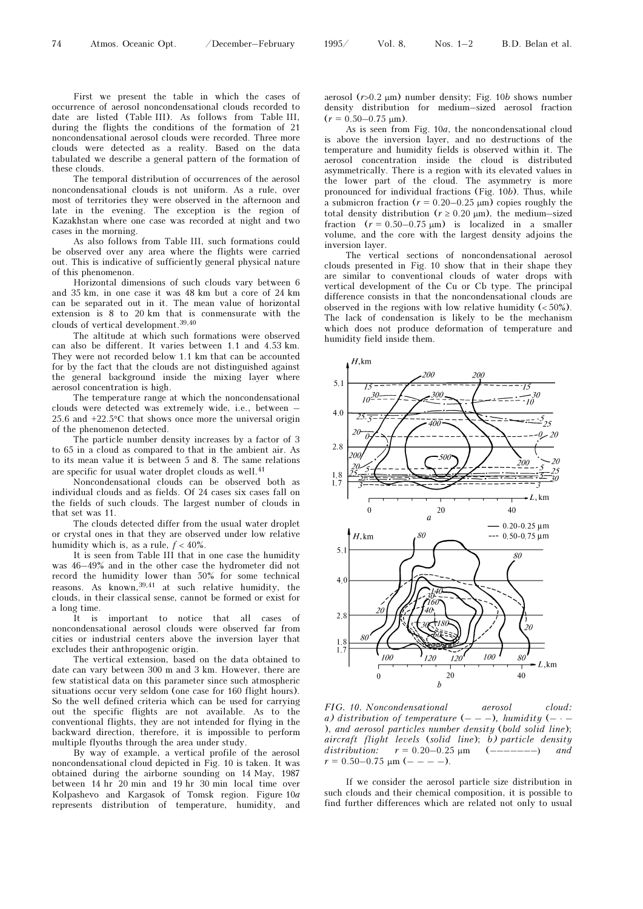First we present the table in which the cases of occurrence of aerosol noncondensational clouds recorded to date are listed (Table III). As follows from Table III, during the flights the conditions of the formation of 21 noncondensational aerosol clouds were recorded. Three more clouds were detected as a reality. Based on the data tabulated we describe a general pattern of the formation of these clouds.

The temporal distribution of occurrences of the aerosol noncondensational clouds is not uniform. As a rule, over most of territories they were observed in the afternoon and late in the evening. The exception is the region of Kazakhstan where one case was recorded at night and two cases in the morning.

As also follows from Table III, such formations could be observed over any area where the flights were carried out. This is indicative of sufficiently general physical nature of this phenomenon.

Horizontal dimensions of such clouds vary between 6 and 35 km, in one case it was 48 km but a core of 24 km can be separated out in it. The mean value of horizontal extension is 8 to 20 km that is conmensurate with the clouds of vertical development.[39,40]

The altitude at which such formations were observed can also be different. It varies between 1.1 and 4.53 km. They were not recorded below 1.1 km that can be accounted for by the fact that the clouds are not distinguished against the general background inside the mixing layer where aerosol concentration is high.

The temperature range at which the noncondensational clouds were detected was extremely wide, i.e., between –25.6 and +22.5°C that shows once more the universal origin of the phenomenon detected.

The particle number density increases by a factor of 3 to 65 in a cloud as compared to that in the ambient air. As to its mean value it is between 5 and 8. The same relations are specific for usual water droplet clouds as well.[41]

Noncondensational clouds can be observed both as individual clouds and as fields. Of 24 cases six cases fall on the fields of such clouds. The largest number of clouds in that set was 11.

The clouds detected differ from the usual water droplet or crystal ones in that they are observed under low relative humidity which is, as a rule, $f < 40\%$.

It is seen from Table III that in one case the humidity was 46–49% and in the other case the hydrometer did not record the humidity lower than 50% for some technical reasons. As known,[39,41] at such relative humidity, the clouds, in their classical sense, cannot be formed or exist for a long time.

It is important to notice that all cases of noncondensational aerosol clouds were observed far from cities or industrial centers above the inversion layer that excludes their anthropogenic origin.

The vertical extension, based on the data obtained to date can vary between 300 m and 3 km. However, there are few statistical data on this parameter since such atmospheric situations occur very seldom (one case for 160 flight hours). So the well defined criteria which can be used for carrying out the specific flights are not available. As to the conventional flights, they are not intended for flying in the backward direction, therefore, it is impossible to perform multiple flyouths through the area under study.

By way of example, a vertical profile of the aerosol noncondensational cloud depicted in Fig. 10 is taken. It was obtained during the airborne sounding on 14 May, 1987 between 14 hr 20 min and 19 hr 30 min local time over Kolpashevo and Kargasok of Tomsk region. Figure 10*a* represents distribution of temperature, humidity, and aerosol ($r$>0.2 μm) number density; Fig. 10*b* shows number density distribution for medium–sized aerosol fraction ($r$ = 0.50–0.75 μm).

As is seen from Fig. 10*a*, the noncondensational cloud is above the inversion layer, and no destructions of the temperature and humidity fields is observed within it. The aerosol concentration inside the cloud is distributed asymmetrically. There is a region with its elevated values in the lower part of the cloud. The asymmetry is more pronounced for individual fractions (Fig. 10*b*). Thus, while a submicron fraction ($r$ = 0.20–0.25 μm) copies roughly the total density distribution ($r$ ≥ 0.20 μm), the medium–sized fraction ($r$ = 0.50–0.75 μm) is localized in a smaller volume, and the core with the largest density adjoins the inversion layer.

The vertical sections of noncondensational aerosol clouds presented in Fig. 10 show that in their shape they are similar to conventional clouds of water drops with vertical development of the Cu or Cb type. The principal difference consists in that the noncondensational clouds are observed in the regions with low relative humidity (< 50%). The lack of condensation is likely to be the mechanism which does not produce deformation of temperature and humidity field inside them.

*FIG. 10. Noncondensational aerosol cloud: a) distribution of temperature (– – –), humidity (– · – ), and aerosol particles number density (bold solid line); aircraft flight levels (solid line); b) particle density distribution: $r$ = 0.20–0.25 μm (———————) and $r$ = 0.50–0.75 μm (– – – –).*

If we consider the aerosol particle size distribution in such clouds and their chemical composition, it is possible to find further differences which are related not only to usual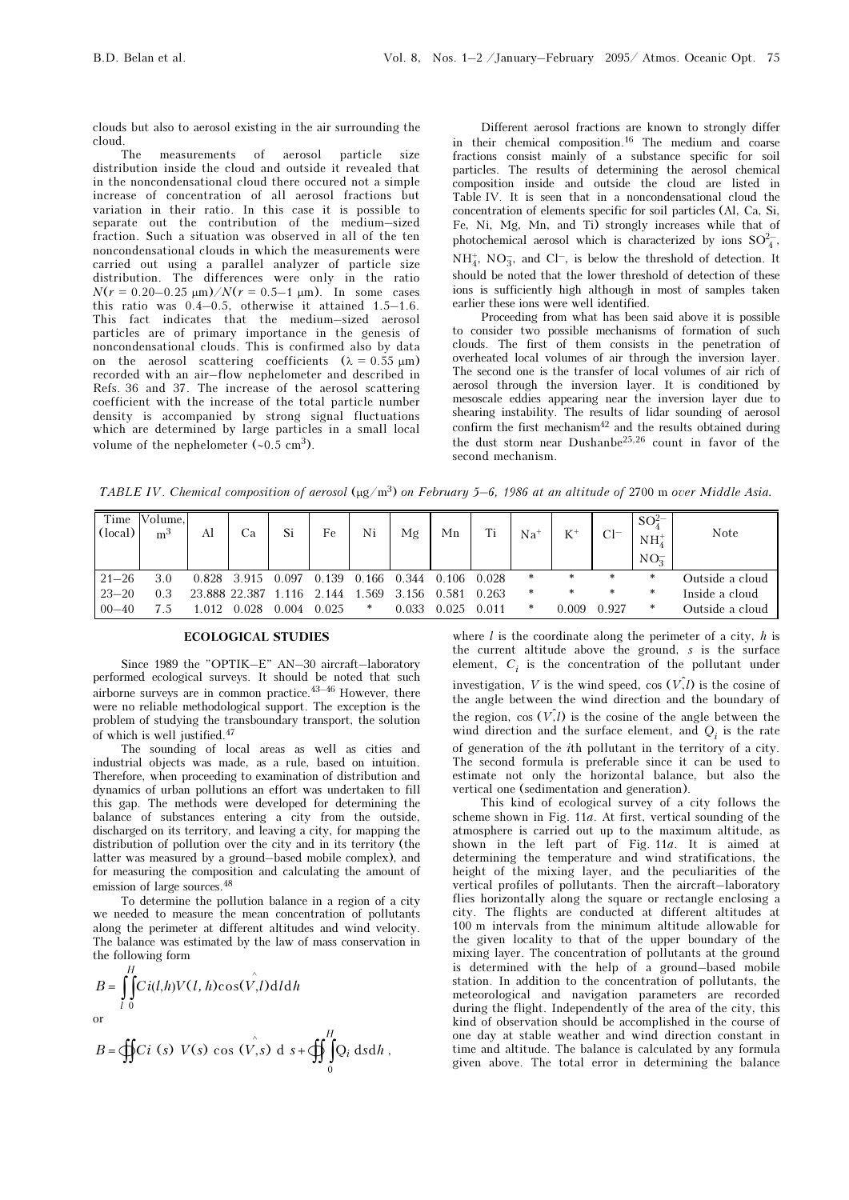clouds but also to aerosol existing in the air surrounding the cloud.

The measurements of aerosol particle size distribution inside the cloud and outside it revealed that in the noncondensational cloud there occured not a simple increase of concentration of all aerosol fractions but variation in their ratio. In this case it is possible to separate out the contribution of the medium–sized fraction. Such a situation was observed in all of the ten noncondensational clouds in which the measurements were carried out using a parallel analyzer of particle size distribution. The differences were only in the ratio $N(r = 0.20–0.25\ \mu m)/N(r = 0.5–1\ \mu m)$. In some cases this ratio was 0.4–0.5, otherwise it attained 1.5–1.6. This fact indicates that the medium–sized aerosol particles are of primary importance in the genesis of noncondensational clouds. This is confirmed also by data on the aerosol scattering coefficients ($\lambda = 0.55\ \mu m$) recorded with an air–flow nephelometer and described in Refs. 36 and 37. The increase of the aerosol scattering coefficient with the increase of the total particle number density is accompanied by strong signal fluctuations which are determined by large particles in a small local volume of the nephelometer (~0.5 $cm^3$).

Different aerosol fractions are known to strongly differ in their chemical composition.[16] The medium and coarse fractions consist mainly of a substance specific for soil particles. The results of determining the aerosol chemical composition inside and outside the cloud are listed in Table IV. It is seen that in a noncondensational cloud the concentration of elements specific for soil particles (Al, Ca, Si, Fe, Ni, Mg, Mn, and Ti) strongly increases while that of photochemical aerosol which is characterized by ions $SO_4^{2-}$, $NH_4^+$, $NO_3^-$, and $Cl^-$, is below the threshold of detection. It should be noted that the lower threshold of detection of these ions is sufficiently high although in most of samples taken earlier these ions were well identified.

Proceeding from what has been said above it is possible to consider two possible mechanisms of formation of such clouds. The first of them consists in the penetration of overheated local volumes of air through the inversion layer. The second one is the transfer of local volumes of air rich of aerosol through the inversion layer. It is conditioned by mesoscale eddies appearing near the inversion layer due to shearing instability. The results of lidar sounding of aerosol confirm the first mechanism[42] and the results obtained during the dust storm near Dushanbe[25,26] count in favor of the second mechanism.

*TABLE IV. Chemical composition of aerosol* ($\mu g/m^3$) *on February 5–6, 1986 at an altitude of* 2700 m *over Middle Asia.*

| Time (local) | Volume, $m^3$ | Al | Ca | Si | Fe | Ni | Mg | Mn | Ti | $Na^+$ | $K^+$ | $Cl^-$ | $SO_4^{2-}$ $NH_4^+$ $NO_3^-$ | Note |
|---|---|---|---|---|---|---|---|---|---|---|---|---|---|---|
| 21–26 | 3.0 | 0.828 | 3.915 | 0.097 | 0.139 | 0.166 | 0.344 | 0.106 | 0.028 | * | * | * | * | Outside a cloud |
| 23–20 | 0.3 | 23.888 | 22.387 | 1.116 | 2.144 | 1.569 | 3.156 | 0.581 | 0.263 | * | * | * | * | Inside a cloud |
| 00–40 | 7.5 | 1.012 | 0.028 | 0.004 | 0.025 | * | 0.033 | 0.025 | 0.011 | * | 0.009 | 0.927 | * | Outside a cloud |

## ECOLOGICAL STUDIES

Since 1989 the "OPTIK–E" AN–30 aircraft–laboratory performed ecological surveys. It should be noted that such airborne surveys are in common practice.[43–46] However, there were no reliable methodological support. The exception is the problem of studying the transboundary transport, the solution of which is well justified.[47]

The sounding of local areas as well as cities and industrial objects was made, as a rule, based on intuition. Therefore, when proceeding to examination of distribution and dynamics of urban pollutions an effort was undertaken to fill this gap. The methods were developed for determining the balance of substances entering a city from the outside, discharged on its territory, and leaving a city, for mapping the distribution of pollution over the city and in its territory (the latter was measured by a ground–based mobile complex), and for measuring the composition and calculating the amount of emission of large sources.[48]

To determine the pollution balance in a region of a city we needed to measure the mean concentration of pollutants along the perimeter at different altitudes and wind velocity. The balance was estimated by the law of mass conservation in the following form

$$B = \int_l \int_0^H Ci(l,h) V(l,h) \cos(\hat{V,l})\, dl\, dh$$

or

$$B = \oint\!\!\!\oint Ci\ (s)\ V(s)\ \cos\ (\hat{V,s})\ d\ s + \oint\!\!\!\oint \int_0^H Q_i\ ds dh\ ,$$

where $l$ is the coordinate along the perimeter of a city, $h$ is the current altitude above the ground, $s$ is the surface element, $C_i$ is the concentration of the pollutant under investigation, $V$ is the wind speed, $\cos(\hat{V,l})$ is the cosine of the angle between the wind direction and the boundary of the region, $\cos(\hat{V,l})$ is the cosine of the angle between the wind direction and the surface element, and $Q_i$ is the rate of generation of the $i$th pollutant in the territory of a city. The second formula is preferable since it can be used to estimate not only the horizontal balance, but also the vertical one (sedimentation and generation).

This kind of ecological survey of a city follows the scheme shown in Fig. 11*a*. At first, vertical sounding of the atmosphere is carried out up to the maximum altitude, as shown in the left part of Fig. 11*a*. It is aimed at determining the temperature and wind stratifications, the height of the mixing layer, and the peculiarities of the vertical profiles of pollutants. Then the aircraft–laboratory flies horizontally along the square or rectangle enclosing a city. The flights are conducted at different altitudes at 100 m intervals from the minimum altitude allowable for the given locality to that of the upper boundary of the mixing layer. The concentration of pollutants at the ground is determined with the help of a ground–based mobile station. In addition to the concentration of pollutants, the meteorological and navigation parameters are recorded during the flight. Independently of the area of the city, this kind of observation should be accomplished in the course of one day at stable weather and wind direction constant in time and altitude. The balance is calculated by any formula given above. The total error in determining the balance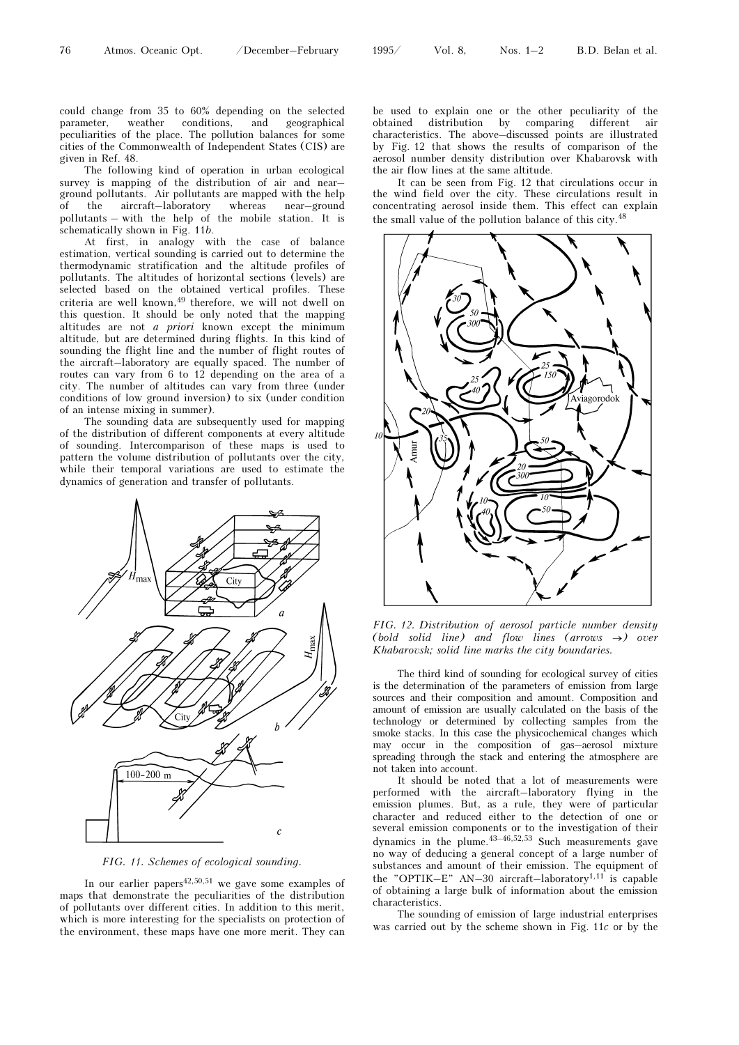could change from 35 to 60% depending on the selected parameter, weather conditions, and geographical peculiarities of the place. The pollution balances for some cities of the Commonwealth of Independent States (CIS) are given in Ref. 48.

The following kind of operation in urban ecological survey is mapping of the distribution of air and near–ground pollutants. Air pollutants are mapped with the help of the aircraft–laboratory whereas near–ground pollutants – with the help of the mobile station. It is schematically shown in Fig. 11*b*.

At first, in analogy with the case of balance estimation, vertical sounding is carried out to determine the thermodynamic stratification and the altitude profiles of pollutants. The altitudes of horizontal sections (levels) are selected based on the obtained vertical profiles. These criteria are well known,[49] therefore, we will not dwell on this question. It should be only noted that the mapping altitudes are not *a priori* known except the minimum altitude, but are determined during flights. In this kind of sounding the flight line and the number of flight routes of the aircraft–laboratory are equally spaced. The number of routes can vary from 6 to 12 depending on the area of a city. The number of altitudes can vary from three (under conditions of low ground inversion) to six (under condition of an intense mixing in summer).

The sounding data are subsequently used for mapping of the distribution of different components at every altitude of sounding. Intercomparison of these maps is used to pattern the volume distribution of pollutants over the city, while their temporal variations are used to estimate the dynamics of generation and transfer of pollutants.

*FIG. 11. Schemes of ecological sounding.*

In our earlier papers[42,50,51] we gave some examples of maps that demonstrate the peculiarities of the distribution of pollutants over different cities. In addition to this merit, which is more interesting for the specialists on protection of the environment, these maps have one more merit. They can be used to explain one or the other peculiarity of the obtained distribution by comparing different air characteristics. The above–discussed points are illustrated by Fig. 12 that shows the results of comparison of the aerosol number density distribution over Khabarovsk with the air flow lines at the same altitude.

It can be seen from Fig. 12 that circulations occur in the wind field over the city. These circulations result in concentrating aerosol inside them. This effect can explain the small value of the pollution balance of this city.[48]

*FIG. 12. Distribution of aerosol particle number density (bold solid line) and flow lines (arrows →) over Khabarovsk; solid line marks the city boundaries.*

The third kind of sounding for ecological survey of cities is the determination of the parameters of emission from large sources and their composition and amount. Composition and amount of emission are usually calculated on the basis of the technology or determined by collecting samples from the smoke stacks. In this case the physicochemical changes which may occur in the composition of gas–aerosol mixture spreading through the stack and entering the atmosphere are not taken into account.

It should be noted that a lot of measurements were performed with the aircraft–laboratory flying in the emission plumes. But, as a rule, they were of particular character and reduced either to the detection of one or several emission components or to the investigation of their dynamics in the plume.[43–46,52,53] Such measurements gave no way of deducing a general concept of a large number of substances and amount of their emission. The equipment of the "OPTIK–E" AN–30 aircraft–laboratory[1,11] is capable of obtaining a large bulk of information about the emission characteristics.

The sounding of emission of large industrial enterprises was carried out by the scheme shown in Fig. 11*c* or by the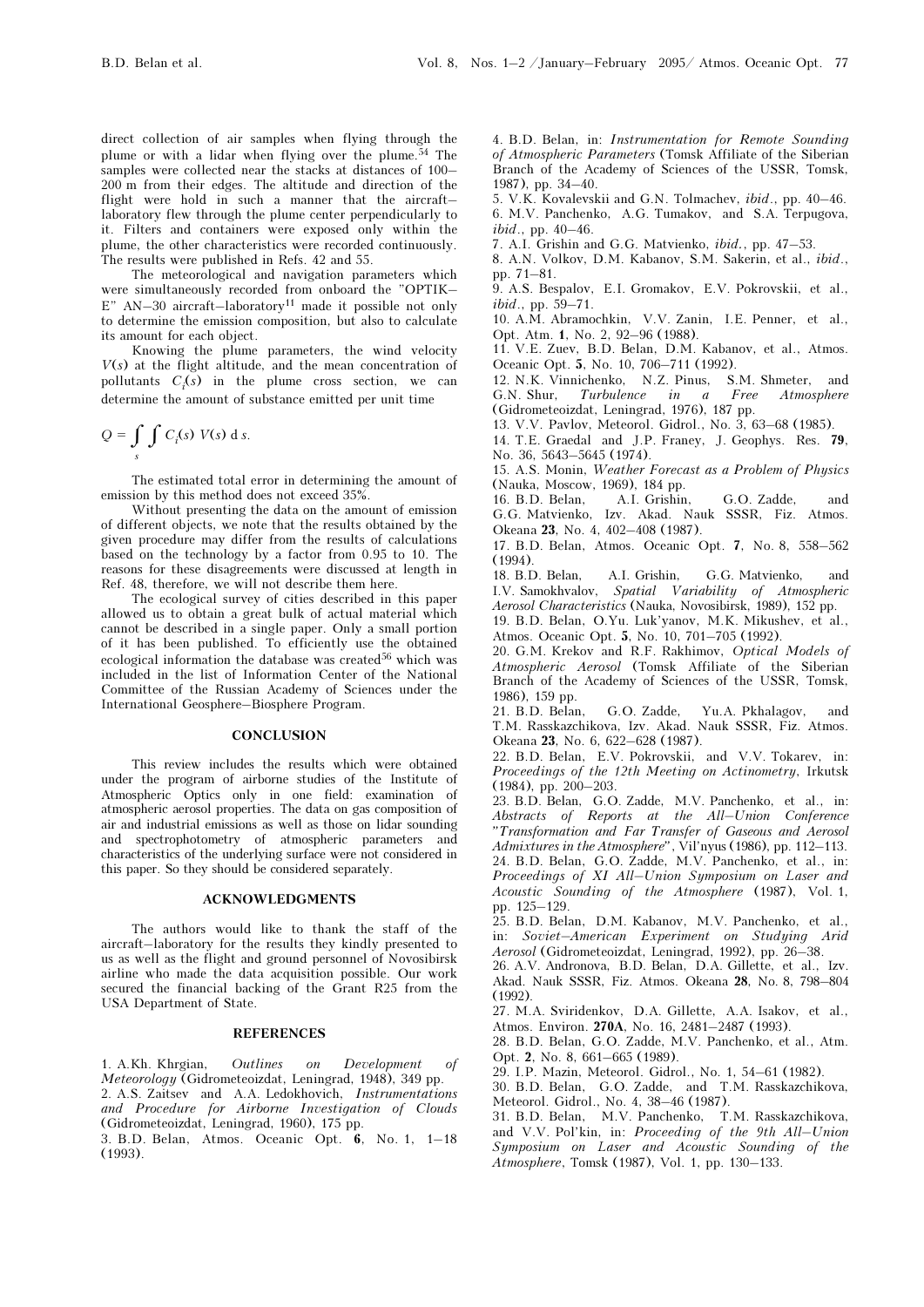direct collection of air samples when flying through the plume or with a lidar when flying over the plume.[54] The samples were collected near the stacks at distances of 100–200 m from their edges. The altitude and direction of the flight were hold in such a manner that the aircraft–laboratory flew through the plume center perpendicularly to it. Filters and containers were exposed only within the plume, the other characteristics were recorded continuously. The results were published in Refs. 42 and 55.

The meteorological and navigation parameters which were simultaneously recorded from onboard the "OPTIK–E" AN–30 aircraft–laboratory[11] made it possible not only to determine the emission composition, but also to calculate its amount for each object.

Knowing the plume parameters, the wind velocity $V(s)$ at the flight altitude, and the mean concentration of pollutants $C_i(s)$ in the plume cross section, we can determine the amount of substance emitted per unit time

$$Q = \int_s \int C_i(s)\ V(s)\ \mathrm{d}\,s.$$

The estimated total error in determining the amount of emission by this method does not exceed 35%.

Without presenting the data on the amount of emission of different objects, we note that the results obtained by the given procedure may differ from the results of calculations based on the technology by a factor from 0.95 to 10. The reasons for these disagreements were discussed at length in Ref. 48, therefore, we will not describe them here.

The ecological survey of cities described in this paper allowed us to obtain a great bulk of actual material which cannot be described in a single paper. Only a small portion of it has been published. To efficiently use the obtained ecological information the database was created[56] which was included in the list of Information Center of the National Committee of the Russian Academy of Sciences under the International Geosphere–Biosphere Program.

## CONCLUSION

This review includes the results which were obtained under the program of airborne studies of the Institute of Atmospheric Optics only in one field: examination of atmospheric aerosol properties. The data on gas composition of air and industrial emissions as well as those on lidar sounding and spectrophotometry of atmospheric parameters and characteristics of the underlying surface were not considered in this paper. So they should be considered separately.

## ACKNOWLEDGMENTS

The authors would like to thank the staff of the aircraft–laboratory for the results they kindly presented to us as well as the flight and ground personnel of Novosibirsk airline who made the data acquisition possible. Our work secured the financial backing of the Grant R25 from the USA Department of State.

## REFERENCES

1. A.Kh. Khrgian, *Outlines on Development of Meteorology* (Gidrometeoizdat, Leningrad, 1948), 349 pp.
2. A.S. Zaitsev and A.A. Ledokhovich, *Instrumentations and Procedure for Airborne Investigation of Clouds* (Gidrometeoizdat, Leningrad, 1960), 175 pp.
3. B.D. Belan, Atmos. Oceanic Opt. **6**, No. 1, 1–18 (1993).
4. B.D. Belan, in: *Instrumentation for Remote Sounding of Atmospheric Parameters* (Tomsk Affiliate of the Siberian Branch of the Academy of Sciences of the USSR, Tomsk, 1987), pp. 34–40.
5. V.K. Kovalevskii and G.N. Tolmachev, *ibid*., pp. 40–46.
6. M.V. Panchenko, A.G. Tumakov, and S.A. Terpugova, *ibid*., pp. 40–46.
7. A.I. Grishin and G.G. Matvienko, *ibid*., pp. 47–53.
8. A.N. Volkov, D.M. Kabanov, S.M. Sakerin, et al., *ibid*., pp. 71–81.
9. A.S. Bespalov, E.I. Gromakov, E.V. Pokrovskii, et al., *ibid*., pp. 59–71.
10. A.M. Abramochkin, V.V. Zanin, I.E. Penner, et al., Opt. Atm. **1**, No. 2, 92–96 (1988).
11. V.E. Zuev, B.D. Belan, D.M. Kabanov, et al., Atmos. Oceanic Opt. **5**, No. 10, 706–711 (1992).
12. N.K. Vinnichenko, N.Z. Pinus, S.M. Shmeter, and G.N. Shur, *Turbulence in a Free Atmosphere* (Gidrometeoizdat, Leningrad, 1976), 187 pp.
13. V.V. Pavlov, Meteorol. Gidrol., No. 3, 63–68 (1985).
14. T.E. Graedal and J.P. Franey, J. Geophys. Res. **79**, No. 36, 5643–5645 (1974).
15. A.S. Monin, *Weather Forecast as a Problem of Physics* (Nauka, Moscow, 1969), 184 pp.
16. B.D. Belan, A.I. Grishin, G.O. Zadde, and G.G. Matvienko, Izv. Akad. Nauk SSSR, Fiz. Atmos. Okeana **23**, No. 4, 402–408 (1987).
17. B.D. Belan, Atmos. Oceanic Opt. **7**, No. 8, 558–562 (1994).
18. B.D. Belan, A.I. Grishin, G.G. Matvienko, and I.V. Samokhvalov, *Spatial Variability of Atmospheric Aerosol Characteristics* (Nauka, Novosibirsk, 1989), 152 pp.
19. B.D. Belan, O.Yu. Luk'yanov, M.K. Mikushev, et al., Atmos. Oceanic Opt. **5**, No. 10, 701–705 (1992).
20. G.M. Krekov and R.F. Rakhimov, *Optical Models of Atmospheric Aerosol* (Tomsk Affiliate of the Siberian Branch of the Academy of Sciences of the USSR, Tomsk, 1986), 159 pp.
21. B.D. Belan, G.O. Zadde, Yu.A. Pkhalagov, and T.M. Rasskazchikova, Izv. Akad. Nauk SSSR, Fiz. Atmos. Okeana **23**, No. 6, 622–628 (1987).
22. B.D. Belan, E.V. Pokrovskii, and V.V. Tokarev, in: *Proceedings of the 12th Meeting on Actinometry*, Irkutsk (1984), pp. 200–203.
23. B.D. Belan, G.O. Zadde, M.V. Panchenko, et al., in: *Abstracts of Reports at the All–Union Conference "Transformation and Far Transfer of Gaseous and Aerosol Admixtures in the Atmosphere"*, Vil'nyus (1986), pp. 112–113.
24. B.D. Belan, G.O. Zadde, M.V. Panchenko, et al., in: *Proceedings of XI All–Union Symposium on Laser and Acoustic Sounding of the Atmosphere* (1987), Vol. 1, pp. 125–129.
25. B.D. Belan, D.M. Kabanov, M.V. Panchenko, et al., in: *Soviet–American Experiment on Studying Arid Aerosol* (Gidrometeoizdat, Leningrad, 1992), pp. 26–38.
26. A.V. Andronova, B.D. Belan, D.A. Gillette, et al., Izv. Akad. Nauk SSSR, Fiz. Atmos. Okeana **28**, No. 8, 798–804 (1992).
27. M.A. Sviridenkov, D.A. Gillette, A.A. Isakov, et al., Atmos. Environ. **270A**, No. 16, 2481–2487 (1993).
28. B.D. Belan, G.O. Zadde, M.V. Panchenko, et al., Atm. Opt. **2**, No. 8, 661–665 (1989).
29. I.P. Mazin, Meteorol. Gidrol., No. 1, 54–61 (1982).
30. B.D. Belan, G.O. Zadde, and T.M. Rasskazchikova, Meteorol. Gidrol., No. 4, 38–46 (1987).
31. B.D. Belan, M.V. Panchenko, T.M. Rasskazchikova, and V.V. Pol'kin, in: *Proceeding of the 9th All–Union Symposium on Laser and Acoustic Sounding of the Atmosphere*, Tomsk (1987), Vol. 1, pp. 130–133.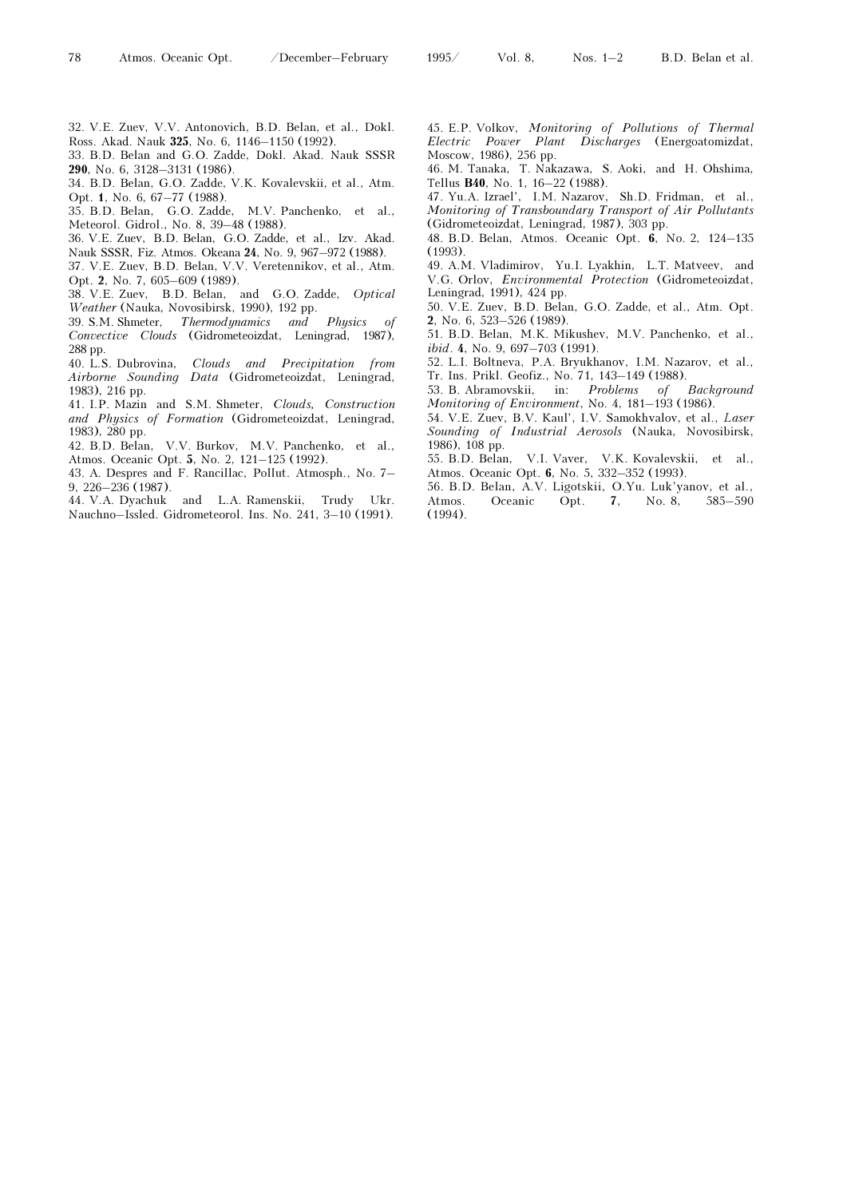32. V.E. Zuev, V.V. Antonovich, B.D. Belan, et al., Dokl. Ross. Akad. Nauk **325**, No. 6, 1146–1150 (1992).

33. B.D. Belan and G.O. Zadde, Dokl. Akad. Nauk SSSR **290**, No. 6, 3128–3131 (1986).

34. B.D. Belan, G.O. Zadde, V.K. Kovalevskii, et al., Atm. Opt. **1**, No. 6, 67–77 (1988).

35. B.D. Belan, G.O. Zadde, M.V. Panchenko, et al., Meteorol. Gidrol., No. 8, 39–48 (1988).

36. V.E. Zuev, B.D. Belan, G.O. Zadde, et al., Izv. Akad. Nauk SSSR, Fiz. Atmos. Okeana **24**, No. 9, 967–972 (1988).

37. V.E. Zuev, B.D. Belan, V.V. Veretennikov, et al., Atm. Opt. **2**, No. 7, 605–609 (1989).

38. V.E. Zuev, B.D. Belan, and G.O. Zadde, *Optical Weather* (Nauka, Novosibirsk, 1990), 192 pp.

39. S.M. Shmeter, *Thermodynamics and Physics of Convective Clouds* (Gidrometeoizdat, Leningrad, 1987), 288 pp.

40. L.S. Dubrovina, *Clouds and Precipitation from Airborne Sounding Data* (Gidrometeoizdat, Leningrad, 1983), 216 pp.

41. I.P. Mazin and S.M. Shmeter, *Clouds, Construction and Physics of Formation* (Gidrometeoizdat, Leningrad, 1983), 280 pp.

42. B.D. Belan, V.V. Burkov, M.V. Panchenko, et al., Atmos. Oceanic Opt. **5**, No. 2, 121–125 (1992).

43. A. Despres and F. Rancillac, Pollut. Atmosph., No. 7–9, 226–236 (1987).

44. V.A. Dyachuk and L.A. Ramenskii, Trudy Ukr. Nauchno–Issled. Gidrometeorol. Ins. No. 241, 3–10 (1991).

45. E.P. Volkov, *Monitoring of Pollutions of Thermal Electric Power Plant Discharges* (Energoatomizdat, Moscow, 1986), 256 pp.

46. M. Tanaka, T. Nakazawa, S. Aoki, and H. Ohshima, Tellus **B40**, No. 1, 16–22 (1988).

47. Yu.A. Izrael', I.M. Nazarov, Sh.D. Fridman, et al., *Monitoring of Transboundary Transport of Air Pollutants* (Gidrometeoizdat, Leningrad, 1987), 303 pp.

48. B.D. Belan, Atmos. Oceanic Opt. **6**, No. 2, 124–135 (1993).

49. A.M. Vladimirov, Yu.I. Lyakhin, L.T. Matveev, and V.G. Orlov, *Environmental Protection* (Gidrometeoizdat, Leningrad, 1991), 424 pp.

50. V.E. Zuev, B.D. Belan, G.O. Zadde, et al., Atm. Opt. **2**, No. 6, 523–526 (1989).

51. B.D. Belan, M.K. Mikushev, M.V. Panchenko, et al., *ibid*. **4**, No. 9, 697–703 (1991).

52. L.I. Boltneva, P.A. Bryukhanov, I.M. Nazarov, et al., Tr. Ins. Prikl. Geofiz., No. 71, 143–149 (1988).

53. B. Abramovskii, in: *Problems of Background Monitoring of Environment*, No. 4, 181–193 (1986).

54. V.E. Zuev, B.V. Kaul', I.V. Samokhvalov, et al., *Laser Sounding of Industrial Aerosols* (Nauka, Novosibirsk, 1986), 108 pp.

55. B.D. Belan, V.I. Vaver, V.K. Kovalevskii, et al., Atmos. Oceanic Opt. **6**, No. 5, 332–352 (1993).

56. B.D. Belan, A.V. Ligotskii, O.Yu. Luk'yanov, et al., Atmos. Oceanic Opt. **7**, No. 8, 585–590 (1994).